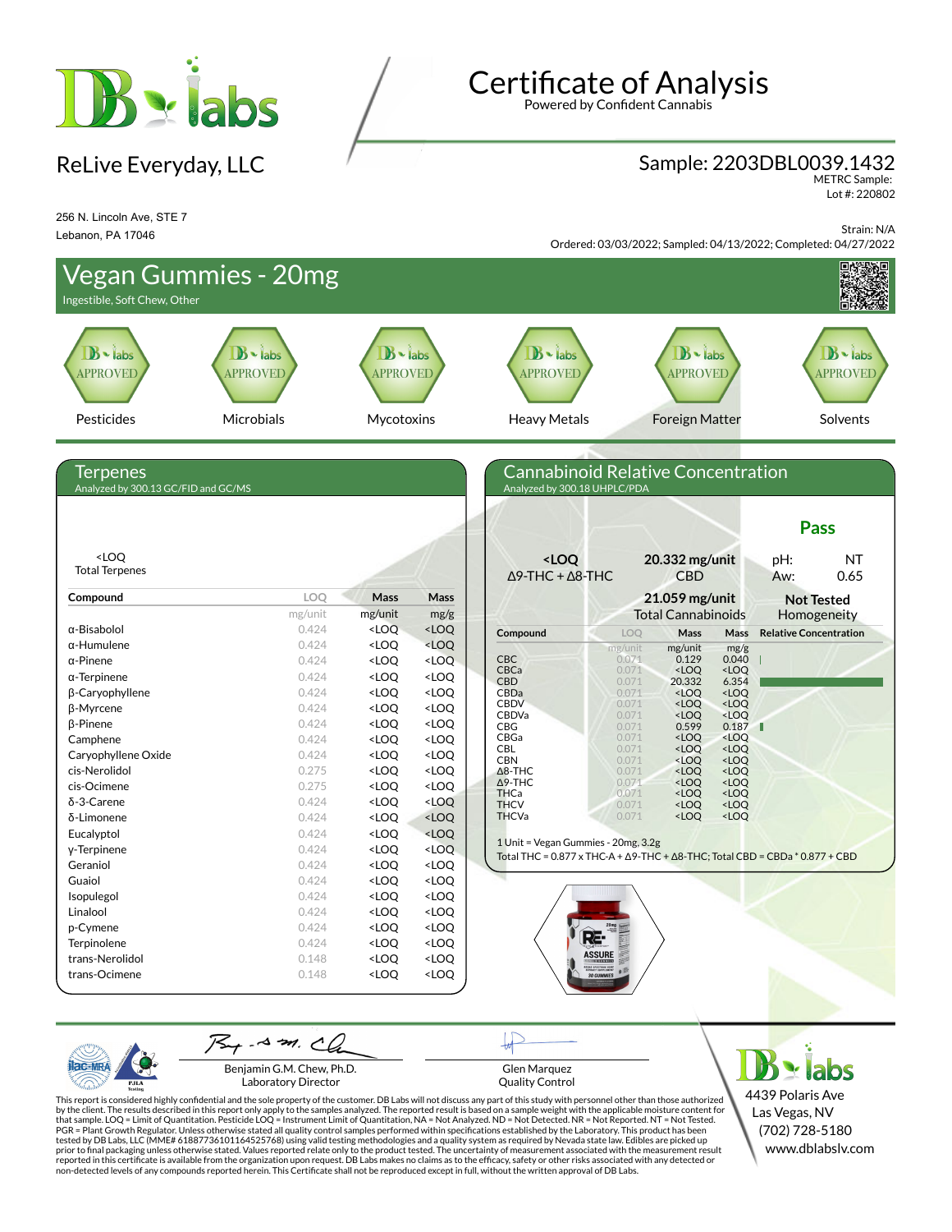# Certificate of Analysis

Powered by Confident Cannabis

## ReLive Everyday, LLC

256 N. Lincoln Ave, STE 7
Lebanon, PA 17046

**Sample: 2203DBL0039.1432**
METRC Sample:
Lot #: 220802

Strain: N/A
Ordered: 03/03/2022; Sampled: 04/13/2022; Completed: 04/27/2022

## Vegan Gummies - 20mg

Ingestible, Soft Chew, Other

| Pesticides | Microbials | Mycotoxins | Heavy Metals | Foreign Matter | Solvents |
|---|---|---|---|---|---|
| APPROVED | APPROVED | APPROVED | APPROVED | APPROVED | APPROVED |

## Terpenes

Analyzed by 300.13 GC/FID and GC/MS

<LOQ
Total Terpenes

| Compound | LOQ | Mass | Mass |
|---|---|---|---|
| | mg/unit | mg/unit | mg/g |
| α-Bisabolol | 0.424 | <LOQ | <LOQ |
| α-Humulene | 0.424 | <LOQ | <LOQ |
| α-Pinene | 0.424 | <LOQ | <LOQ |
| α-Terpinene | 0.424 | <LOQ | <LOQ |
| β-Caryophyllene | 0.424 | <LOQ | <LOQ |
| β-Myrcene | 0.424 | <LOQ | <LOQ |
| β-Pinene | 0.424 | <LOQ | <LOQ |
| Camphene | 0.424 | <LOQ | <LOQ |
| Caryophyllene Oxide | 0.424 | <LOQ | <LOQ |
| cis-Nerolidol | 0.275 | <LOQ | <LOQ |
| cis-Ocimene | 0.275 | <LOQ | <LOQ |
| δ-3-Carene | 0.424 | <LOQ | <LOQ |
| δ-Limonene | 0.424 | <LOQ | <LOQ |
| Eucalyptol | 0.424 | <LOQ | <LOQ |
| γ-Terpinene | 0.424 | <LOQ | <LOQ |
| Geraniol | 0.424 | <LOQ | <LOQ |
| Guaiol | 0.424 | <LOQ | <LOQ |
| Isopulegol | 0.424 | <LOQ | <LOQ |
| Linalool | 0.424 | <LOQ | <LOQ |
| p-Cymene | 0.424 | <LOQ | <LOQ |
| Terpinolene | 0.424 | <LOQ | <LOQ |
| trans-Nerolidol | 0.148 | <LOQ | <LOQ |
| trans-Ocimene | 0.148 | <LOQ | <LOQ |

## Cannabinoid Relative Concentration

Analyzed by 300.18 UHPLC/PDA

**Pass**

| **<LOQ** Δ9-THC + Δ8-THC | **20.332 mg/unit** CBD | pH: NT / Aw: 0.65 |
|---|---|---|
| | **21.059 mg/unit** Total Cannabinoids | **Not Tested** Homogeneity |

| Compound | LOQ | Mass | Mass |
|---|---|---|---|
| | mg/unit | mg/unit | mg/g |
| CBC | 0.071 | 0.129 | 0.040 |
| CBCa | 0.071 | <LOQ | <LOQ |
| CBD | 0.071 | 20.332 | 6.354 |
| CBDa | 0.071 | <LOQ | <LOQ |
| CBDV | 0.071 | <LOQ | <LOQ |
| CBDVa | 0.071 | <LOQ | <LOQ |
| CBG | 0.071 | 0.599 | 0.187 |
| CBGa | 0.071 | <LOQ | <LOQ |
| CBL | 0.071 | <LOQ | <LOQ |
| CBN | 0.071 | <LOQ | <LOQ |
| Δ8-THC | 0.071 | <LOQ | <LOQ |
| Δ9-THC | 0.071 | <LOQ | <LOQ |
| THCa | 0.071 | <LOQ | <LOQ |
| THCV | 0.071 | <LOQ | <LOQ |
| THCVa | 0.071 | <LOQ | <LOQ |

1 Unit = Vegan Gummies - 20mg, 3.2g
Total THC = 0.877 x THC-A + Δ9-THC + Δ8-THC; Total CBD = CBDa * 0.877 + CBD

Benjamin G.M. Chew, Ph.D.
Laboratory Director

Glen Marquez
Quality Control

DB labs
4439 Polaris Ave
Las Vegas, NV
(702) 728-5180
www.dblabslv.com

This report is considered highly confidential and the sole property of the customer. DB Labs will not discuss any part of this study with personnel other than those authorized by the client. The results described in this report only apply to the samples analyzed. The reported result is based on a sample weight with the applicable moisture content for that sample. LOQ = Limit of Quantitation. Pesticide LOQ = Instrument Limit of Quantitation, NA = Not Analyzed. ND = Not Detected. NR = Not Reported. NT = Not Tested. PGR = Plant Growth Regulator. Unless otherwise stated all quality control samples performed within specifications established by the Laboratory. This product has been tested by DB Labs, LLC (MME# 61887736101164525768) using valid testing methodologies and a quality system as required by Nevada state law. Edibles are picked up prior to final packaging unless otherwise stated. Values reported relate only to the product tested. The uncertainty of measurement associated with the measurement result reported in this certificate is available from the organization upon request. DB Labs makes no claims as to the efficacy, safety or other risks associated with any detected or non-detected levels of any compounds reported herein. This Certificate shall not be reproduced except in full, without the written approval of DB Labs.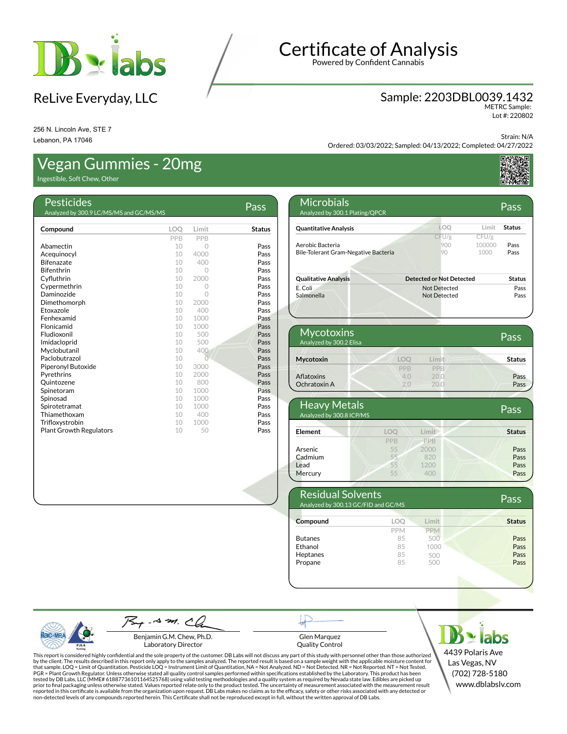# Certificate of Analysis

Powered by Confident Cannabis

## ReLive Everyday, LLC

256 N. Lincoln Ave, STE 7
Lebanon, PA 17046

## Sample: 2203DBL0039.1432

METRC Sample:
Lot #: 220802

Strain: N/A
Ordered: 03/03/2022; Sampled: 04/13/2022; Completed: 04/27/2022

# Vegan Gummies - 20mg

Ingestible, Soft Chew, Other

## Pesticides — Pass

Analyzed by 300.9 LC/MS/MS and GC/MS/MS

| Compound | LOQ | Limit | Status |
|---|---|---|---|
| | PPB | PPB | |
| Abamectin | 10 | 0 | Pass |
| Acequinocyl | 10 | 4000 | Pass |
| Bifenazate | 10 | 400 | Pass |
| Bifenthrin | 10 | 0 | Pass |
| Cyfluthrin | 10 | 2000 | Pass |
| Cypermethrin | 10 | 0 | Pass |
| Daminozide | 10 | 0 | Pass |
| Dimethomorph | 10 | 2000 | Pass |
| Etoxazole | 10 | 400 | Pass |
| Fenhexamid | 10 | 1000 | Pass |
| Flonicamid | 10 | 1000 | Pass |
| Fludioxonil | 10 | 500 | Pass |
| Imidacloprid | 10 | 500 | Pass |
| Myclobutanil | 10 | 400 | Pass |
| Paclobutrazol | 10 | 0 | Pass |
| Piperonyl Butoxide | 10 | 3000 | Pass |
| Pyrethrins | 10 | 2000 | Pass |
| Quintozene | 10 | 800 | Pass |
| Spinetoram | 10 | 1000 | Pass |
| Spinosad | 10 | 1000 | Pass |
| Spirotetramat | 10 | 1000 | Pass |
| Thiamethoxam | 10 | 400 | Pass |
| Trifloxystrobin | 10 | 1000 | Pass |
| Plant Growth Regulators | 10 | 50 | Pass |

## Microbials — Pass

Analyzed by 300.1 Plating/QPCR

| Quantitative Analysis | LOQ | Limit | Status |
|---|---|---|---|
| | CFU/g | CFU/g | |
| Aerobic Bacteria | 900 | 100000 | Pass |
| Bile-Tolerant Gram-Negative Bacteria | 90 | 1000 | Pass |

| Qualitative Analysis | Detected or Not Detected | Status |
|---|---|---|
| E. Coli | Not Detected | Pass |
| Salmonella | Not Detected | Pass |

## Mycotoxins — Pass

Analyzed by 300.2 Elisa

| Mycotoxin | LOQ | Limit | Status |
|---|---|---|---|
| | PPB | PPB | |
| Aflatoxins | 4.0 | 20.0 | Pass |
| Ochratoxin A | 2.0 | 20.0 | Pass |

## Heavy Metals — Pass

Analyzed by 300.8 ICP/MS

| Element | LOQ | Limit | Status |
|---|---|---|---|
| | PPB | PPB | |
| Arsenic | 55 | 2000 | Pass |
| Cadmium | 55 | 820 | Pass |
| Lead | 55 | 1200 | Pass |
| Mercury | 55 | 400 | Pass |

## Residual Solvents — Pass

Analyzed by 300.13 GC/FID and GC/MS

| Compound | LOQ | Limit | Status |
|---|---|---|---|
| | PPM | PPM | |
| Butanes | 85 | 500 | Pass |
| Ethanol | 85 | 1000 | Pass |
| Heptanes | 85 | 500 | Pass |
| Propane | 85 | 500 | Pass |

Benjamin G.M. Chew, Ph.D.
Laboratory Director

Glen Marquez
Quality Control

DB labs
4439 Polaris Ave
Las Vegas, NV
(702) 728-5180
www.dblabslv.com

This report is considered highly confidential and the sole property of the customer. DB Labs will not discuss any part of this study with personnel other than those authorized by the client. The results described in this report only apply to the samples analyzed. The reported result is based on a sample weight with the applicable moisture content for that sample. LOQ = Limit of Quantitation. Pesticide LOQ = Instrument Limit of Quantitation, NA = Not Analyzed. ND = Not Detected. NR = Not Reported. NT = Not Tested. PGR = Plant Growth Regulator. Unless otherwise stated all quality control samples performed within specifications established by the Laboratory. This product has been tested by DB Labs, LLC (MME# 61887736101164525768) using valid testing methodologies and a quality system as required by Nevada state law. Edibles are picked up prior to final packaging unless otherwise stated. Values reported relate only to the product tested. The uncertainty of measurement associated with the measurement result reported in this certificate is available from the organization upon request. DB Labs makes no claims as to the efficacy, safety or other risks associated with any detected or non-detected levels of any compounds reported herein. This Certificate shall not be reproduced except in full, without the written approval of DB Labs.